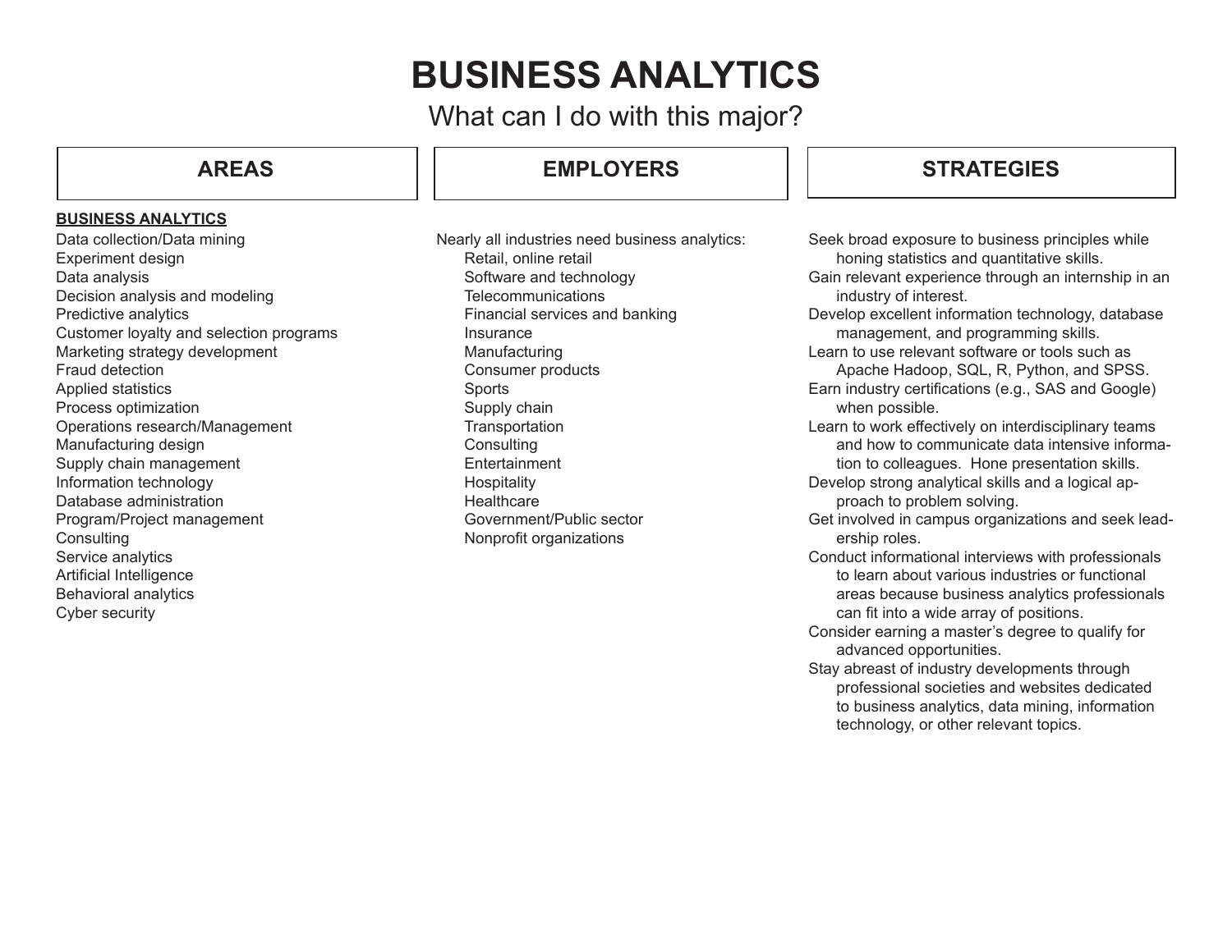# BUSINESS ANALYTICS

What can I do with this major?

## AREAS

**BUSINESS ANALYTICS**

- Data collection/Data mining
- Experiment design
- Data analysis
- Decision analysis and modeling
- Predictive analytics
- Customer loyalty and selection programs
- Marketing strategy development
- Fraud detection
- Applied statistics
- Process optimization
- Operations research/Management
- Manufacturing design
- Supply chain management
- Information technology
- Database administration
- Program/Project management
- Consulting
- Service analytics
- Artificial Intelligence
- Behavioral analytics
- Cyber security

## EMPLOYERS

Nearly all industries need business analytics:

- Retail, online retail
- Software and technology
- Telecommunications
- Financial services and banking
- Insurance
- Manufacturing
- Consumer products
- Sports
- Supply chain
- Transportation
- Consulting
- Entertainment
- Hospitality
- Healthcare
- Government/Public sector
- Nonprofit organizations

## STRATEGIES

- Seek broad exposure to business principles while honing statistics and quantitative skills.
- Gain relevant experience through an internship in an industry of interest.
- Develop excellent information technology, database management, and programming skills.
- Learn to use relevant software or tools such as Apache Hadoop, SQL, R, Python, and SPSS.
- Earn industry certifications (e.g., SAS and Google) when possible.
- Learn to work effectively on interdisciplinary teams and how to communicate data intensive information to colleagues. Hone presentation skills.
- Develop strong analytical skills and a logical approach to problem solving.
- Get involved in campus organizations and seek leadership roles.
- Conduct informational interviews with professionals to learn about various industries or functional areas because business analytics professionals can fit into a wide array of positions.
- Consider earning a master's degree to qualify for advanced opportunities.
- Stay abreast of industry developments through professional societies and websites dedicated to business analytics, data mining, information technology, or other relevant topics.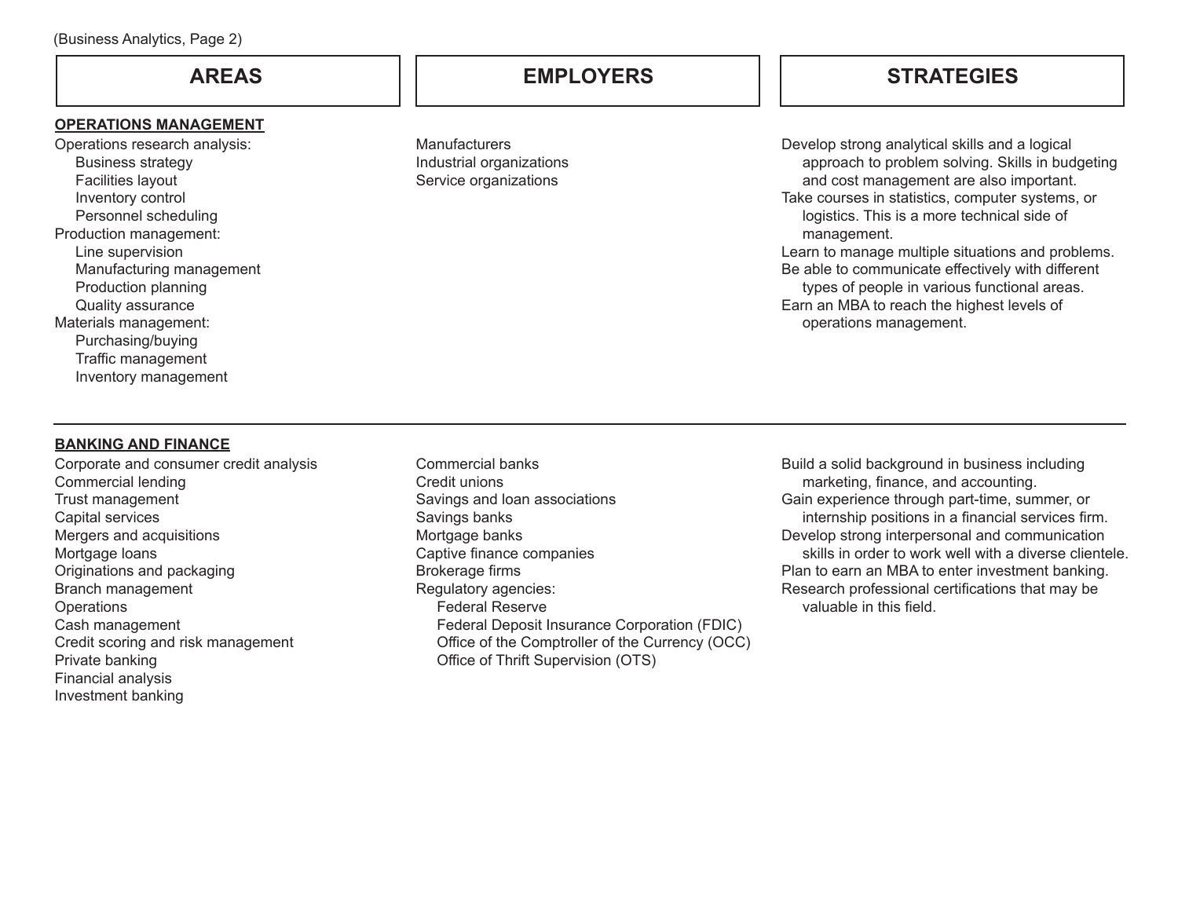| AREAS | EMPLOYERS | STRATEGIES |
|---|---|---|
| **OPERATIONS MANAGEMENT** | | |
| Operations research analysis:<br>Business strategy<br>Facilities layout<br>Inventory control<br>Personnel scheduling<br>Production management:<br>Line supervision<br>Manufacturing management<br>Production planning<br>Quality assurance<br>Materials management:<br>Purchasing/buying<br>Traffic management<br>Inventory management | Manufacturers<br>Industrial organizations<br>Service organizations | Develop strong analytical skills and a logical approach to problem solving. Skills in budgeting and cost management are also important.<br>Take courses in statistics, computer systems, or logistics. This is a more technical side of management.<br>Learn to manage multiple situations and problems.<br>Be able to communicate effectively with different types of people in various functional areas.<br>Earn an MBA to reach the highest levels of operations management. |
| **BANKING AND FINANCE** | | |
| Corporate and consumer credit analysis<br>Commercial lending<br>Trust management<br>Capital services<br>Mergers and acquisitions<br>Mortgage loans<br>Originations and packaging<br>Branch management<br>Operations<br>Cash management<br>Credit scoring and risk management<br>Private banking<br>Financial analysis<br>Investment banking | Commercial banks<br>Credit unions<br>Savings and loan associations<br>Savings banks<br>Mortgage banks<br>Captive finance companies<br>Brokerage firms<br>Regulatory agencies:<br>Federal Reserve<br>Federal Deposit Insurance Corporation (FDIC)<br>Office of the Comptroller of the Currency (OCC)<br>Office of Thrift Supervision (OTS) | Build a solid background in business including marketing, finance, and accounting.<br>Gain experience through part-time, summer, or internship positions in a financial services firm.<br>Develop strong interpersonal and communication skills in order to work well with a diverse clientele.<br>Plan to earn an MBA to enter investment banking.<br>Research professional certifications that may be valuable in this field. |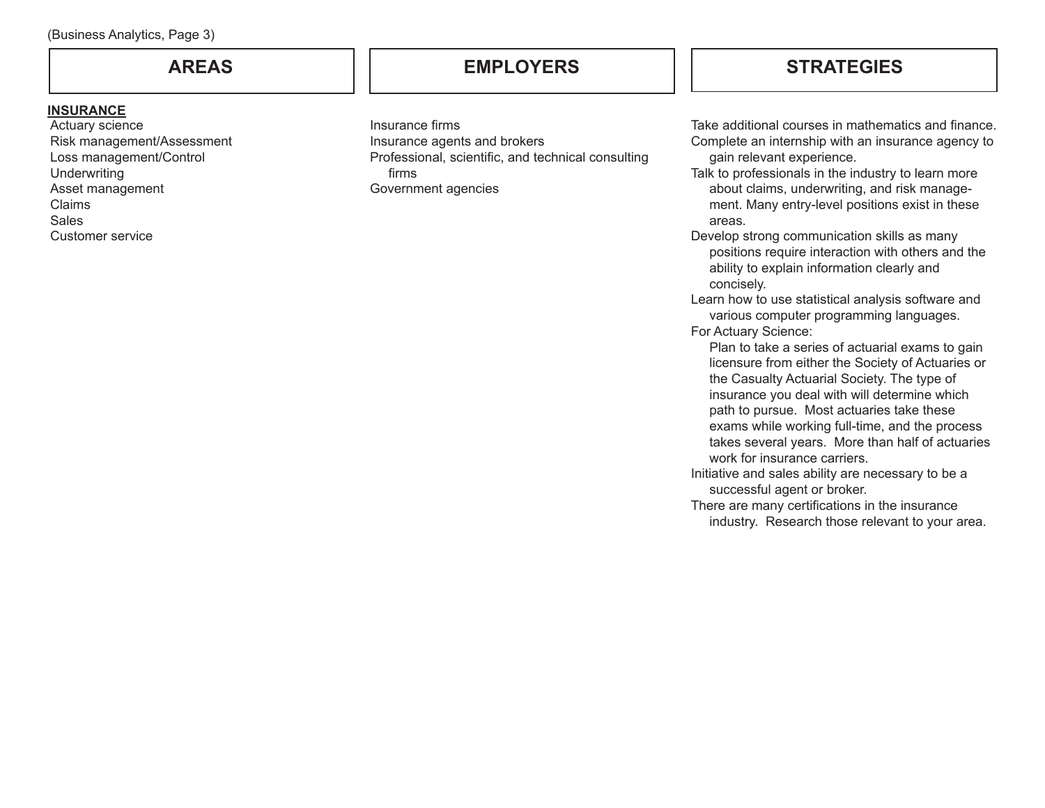| AREAS | EMPLOYERS | STRATEGIES |
|---|---|---|
| **INSURANCE**<br>Actuary science<br>Risk management/Assessment<br>Loss management/Control<br>Underwriting<br>Asset management<br>Claims<br>Sales<br>Customer service | Insurance firms<br>Insurance agents and brokers<br>Professional, scientific, and technical consulting firms<br>Government agencies | Take additional courses in mathematics and finance.<br>Complete an internship with an insurance agency to gain relevant experience.<br>Talk to professionals in the industry to learn more about claims, underwriting, and risk management. Many entry-level positions exist in these areas.<br>Develop strong communication skills as many positions require interaction with others and the ability to explain information clearly and concisely.<br>Learn how to use statistical analysis software and various computer programming languages.<br>For Actuary Science:<br>Plan to take a series of actuarial exams to gain licensure from either the Society of Actuaries or the Casualty Actuarial Society. The type of insurance you deal with will determine which path to pursue. Most actuaries take these exams while working full-time, and the process takes several years. More than half of actuaries work for insurance carriers.<br>Initiative and sales ability are necessary to be a successful agent or broker.<br>There are many certifications in the insurance industry. Research those relevant to your area. |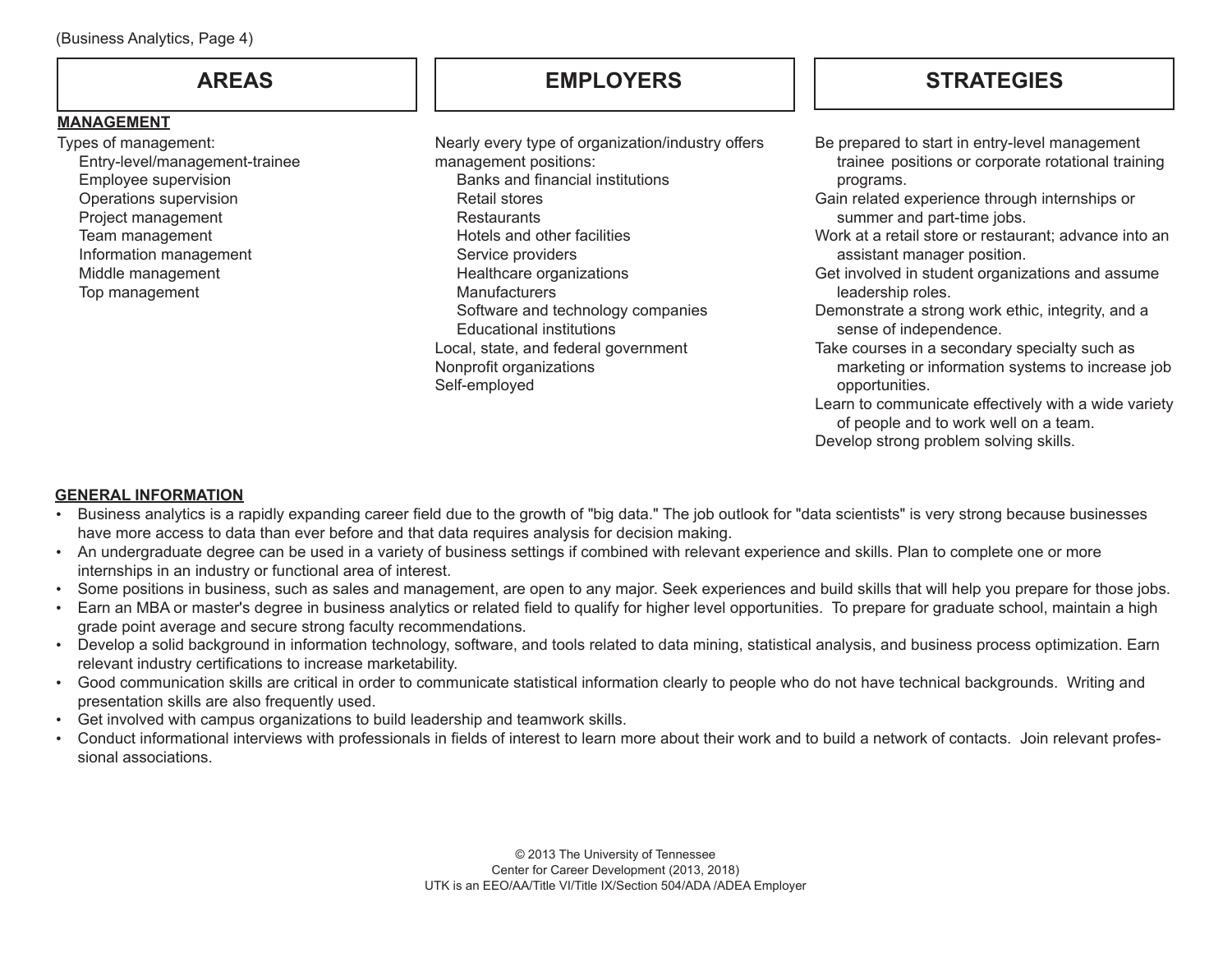| AREAS | EMPLOYERS | STRATEGIES |
|---|---|---|
| **MANAGEMENT** | | |
| Types of management:<br>Entry-level/management-trainee<br>Employee supervision<br>Operations supervision<br>Project management<br>Team management<br>Information management<br>Middle management<br>Top management | Nearly every type of organization/industry offers management positions:<br>Banks and financial institutions<br>Retail stores<br>Restaurants<br>Hotels and other facilities<br>Service providers<br>Healthcare organizations<br>Manufacturers<br>Software and technology companies<br>Educational institutions<br>Local, state, and federal government<br>Nonprofit organizations<br>Self-employed | Be prepared to start in entry-level management trainee positions or corporate rotational training programs.<br>Gain related experience through internships or summer and part-time jobs.<br>Work at a retail store or restaurant; advance into an assistant manager position.<br>Get involved in student organizations and assume leadership roles.<br>Demonstrate a strong work ethic, integrity, and a sense of independence.<br>Take courses in a secondary specialty such as marketing or information systems to increase job opportunities.<br>Learn to communicate effectively with a wide variety of people and to work well on a team.<br>Develop strong problem solving skills. |

## GENERAL INFORMATION

- Business analytics is a rapidly expanding career field due to the growth of "big data." The job outlook for "data scientists" is very strong because businesses have more access to data than ever before and that data requires analysis for decision making.
- An undergraduate degree can be used in a variety of business settings if combined with relevant experience and skills. Plan to complete one or more internships in an industry or functional area of interest.
- Some positions in business, such as sales and management, are open to any major. Seek experiences and build skills that will help you prepare for those jobs.
- Earn an MBA or master's degree in business analytics or related field to qualify for higher level opportunities. To prepare for graduate school, maintain a high grade point average and secure strong faculty recommendations.
- Develop a solid background in information technology, software, and tools related to data mining, statistical analysis, and business process optimization. Earn relevant industry certifications to increase marketability.
- Good communication skills are critical in order to communicate statistical information clearly to people who do not have technical backgrounds. Writing and presentation skills are also frequently used.
- Get involved with campus organizations to build leadership and teamwork skills.
- Conduct informational interviews with professionals in fields of interest to learn more about their work and to build a network of contacts. Join relevant professional associations.

© 2013 The University of Tennessee
Center for Career Development (2013, 2018)
UTK is an EEO/AA/Title VI/Title IX/Section 504/ADA /ADEA Employer